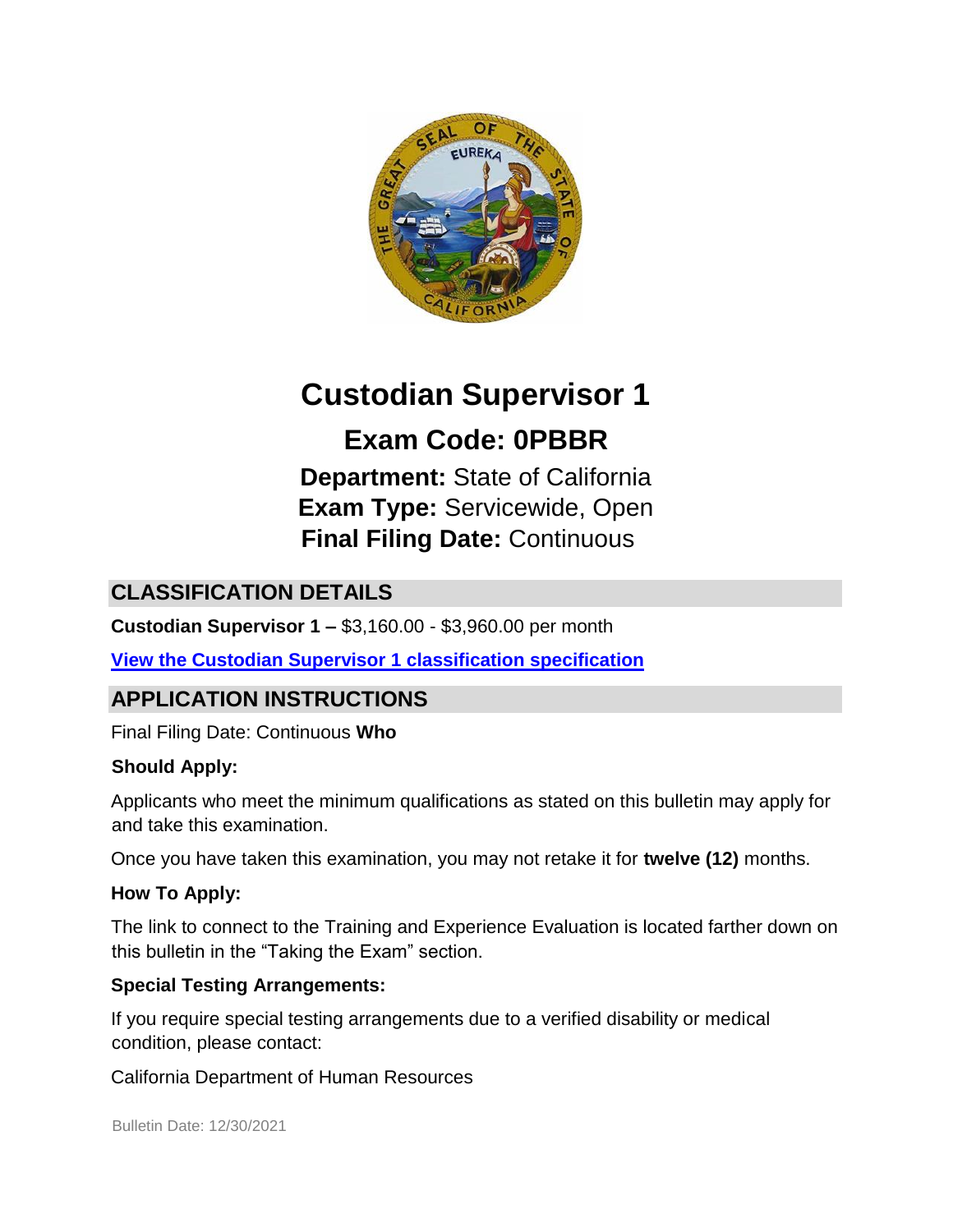# Custodian Supervisor 1

## Exam Code: 0PBBR

**Department:** State of California
**Exam Type:** Servicewide, Open
**Final Filing Date:** Continuous

## CLASSIFICATION DETAILS

**Custodian Supervisor 1 –** $3,160.00 - $3,960.00 per month

**View the Custodian Supervisor 1 classification specification**

## APPLICATION INSTRUCTIONS

Final Filing Date: Continuous **Who**

**Should Apply:**

Applicants who meet the minimum qualifications as stated on this bulletin may apply for and take this examination.

Once you have taken this examination, you may not retake it for **twelve (12)** months.

**How To Apply:**

The link to connect to the Training and Experience Evaluation is located farther down on this bulletin in the "Taking the Exam" section.

**Special Testing Arrangements:**

If you require special testing arrangements due to a verified disability or medical condition, please contact:

California Department of Human Resources

Bulletin Date: 12/30/2021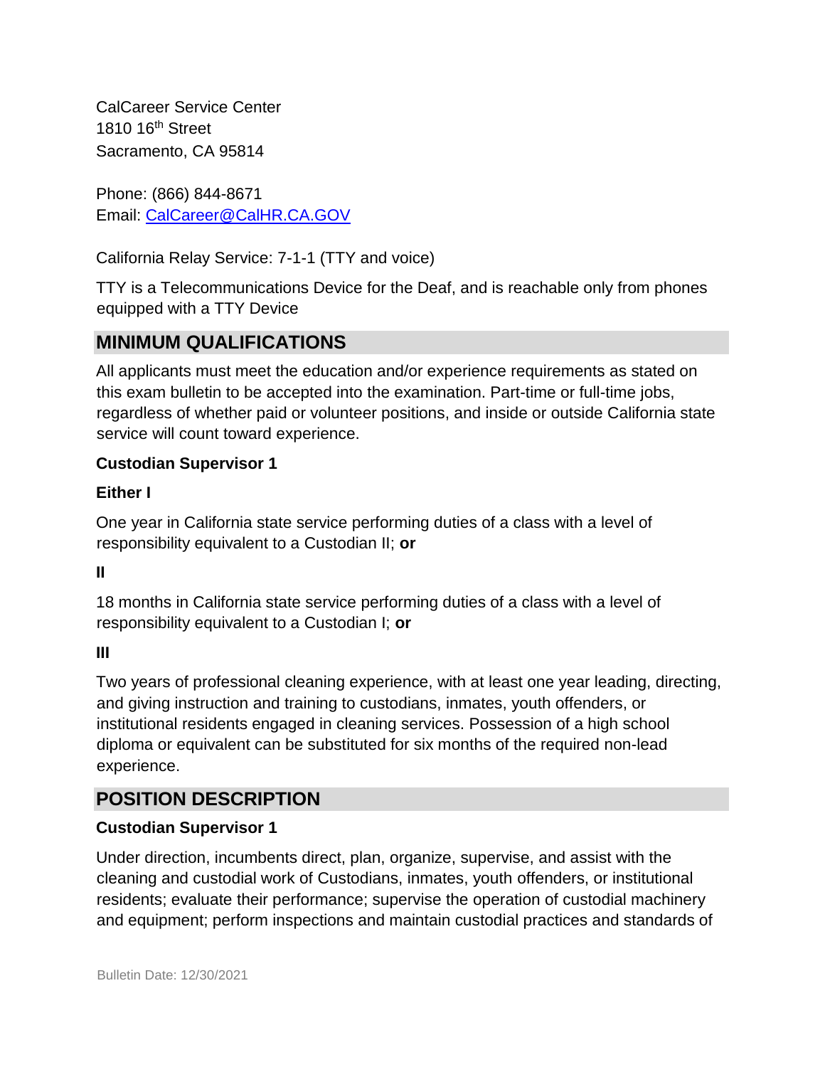CalCareer Service Center
1810 16th Street
Sacramento, CA 95814

Phone: (866) 844-8671
Email: [CalCareer@CalHR.CA.GOV](mailto:CalCareer@CalHR.CA.GOV)

California Relay Service: 7-1-1 (TTY and voice)

TTY is a Telecommunications Device for the Deaf, and is reachable only from phones equipped with a TTY Device

## MINIMUM QUALIFICATIONS

All applicants must meet the education and/or experience requirements as stated on this exam bulletin to be accepted into the examination. Part-time or full-time jobs, regardless of whether paid or volunteer positions, and inside or outside California state service will count toward experience.

**Custodian Supervisor 1**

**Either I**

One year in California state service performing duties of a class with a level of responsibility equivalent to a Custodian II; **or**

**II**

18 months in California state service performing duties of a class with a level of responsibility equivalent to a Custodian I; **or**

**III**

Two years of professional cleaning experience, with at least one year leading, directing, and giving instruction and training to custodians, inmates, youth offenders, or institutional residents engaged in cleaning services. Possession of a high school diploma or equivalent can be substituted for six months of the required non-lead experience.

## POSITION DESCRIPTION

**Custodian Supervisor 1**

Under direction, incumbents direct, plan, organize, supervise, and assist with the cleaning and custodial work of Custodians, inmates, youth offenders, or institutional residents; evaluate their performance; supervise the operation of custodial machinery and equipment; perform inspections and maintain custodial practices and standards of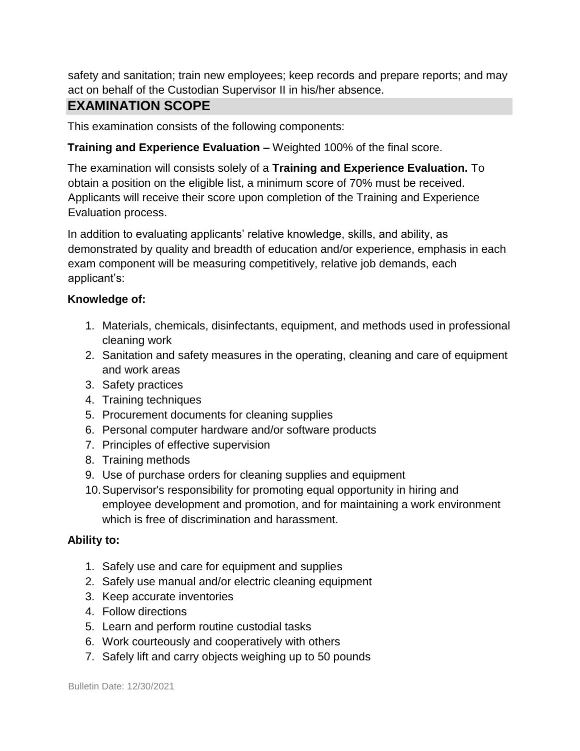safety and sanitation; train new employees; keep records and prepare reports; and may act on behalf of the Custodian Supervisor II in his/her absence.

## EXAMINATION SCOPE

This examination consists of the following components:

**Training and Experience Evaluation –** Weighted 100% of the final score.

The examination will consists solely of a **Training and Experience Evaluation.** To obtain a position on the eligible list, a minimum score of 70% must be received. Applicants will receive their score upon completion of the Training and Experience Evaluation process.

In addition to evaluating applicants' relative knowledge, skills, and ability, as demonstrated by quality and breadth of education and/or experience, emphasis in each exam component will be measuring competitively, relative job demands, each applicant's:

**Knowledge of:**

1. Materials, chemicals, disinfectants, equipment, and methods used in professional cleaning work
2. Sanitation and safety measures in the operating, cleaning and care of equipment and work areas
3. Safety practices
4. Training techniques
5. Procurement documents for cleaning supplies
6. Personal computer hardware and/or software products
7. Principles of effective supervision
8. Training methods
9. Use of purchase orders for cleaning supplies and equipment
10. Supervisor's responsibility for promoting equal opportunity in hiring and employee development and promotion, and for maintaining a work environment which is free of discrimination and harassment.

**Ability to:**

1. Safely use and care for equipment and supplies
2. Safely use manual and/or electric cleaning equipment
3. Keep accurate inventories
4. Follow directions
5. Learn and perform routine custodial tasks
6. Work courteously and cooperatively with others
7. Safely lift and carry objects weighing up to 50 pounds

Bulletin Date: 12/30/2021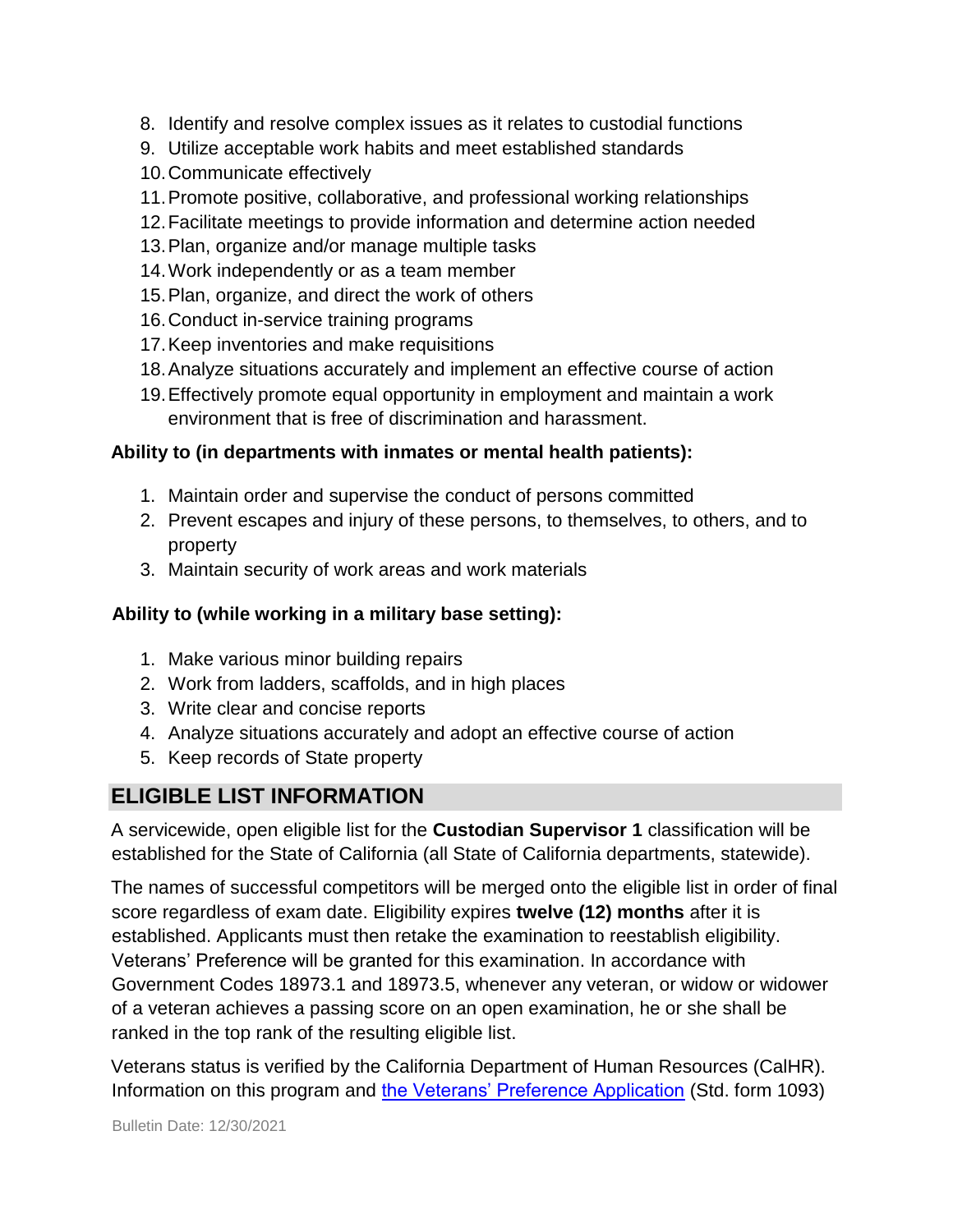8. Identify and resolve complex issues as it relates to custodial functions
9. Utilize acceptable work habits and meet established standards
10. Communicate effectively
11. Promote positive, collaborative, and professional working relationships
12. Facilitate meetings to provide information and determine action needed
13. Plan, organize and/or manage multiple tasks
14. Work independently or as a team member
15. Plan, organize, and direct the work of others
16. Conduct in-service training programs
17. Keep inventories and make requisitions
18. Analyze situations accurately and implement an effective course of action
19. Effectively promote equal opportunity in employment and maintain a work environment that is free of discrimination and harassment.

**Ability to (in departments with inmates or mental health patients):**

1. Maintain order and supervise the conduct of persons committed
2. Prevent escapes and injury of these persons, to themselves, to others, and to property
3. Maintain security of work areas and work materials

**Ability to (while working in a military base setting):**

1. Make various minor building repairs
2. Work from ladders, scaffolds, and in high places
3. Write clear and concise reports
4. Analyze situations accurately and adopt an effective course of action
5. Keep records of State property

## ELIGIBLE LIST INFORMATION

A servicewide, open eligible list for the **Custodian Supervisor 1** classification will be established for the State of California (all State of California departments, statewide).

The names of successful competitors will be merged onto the eligible list in order of final score regardless of exam date. Eligibility expires **twelve (12) months** after it is established. Applicants must then retake the examination to reestablish eligibility. Veterans' Preference will be granted for this examination. In accordance with Government Codes 18973.1 and 18973.5, whenever any veteran, or widow or widower of a veteran achieves a passing score on an open examination, he or she shall be ranked in the top rank of the resulting eligible list.

Veterans status is verified by the California Department of Human Resources (CalHR). Information on this program and [the Veterans' Preference Application] (Std. form 1093)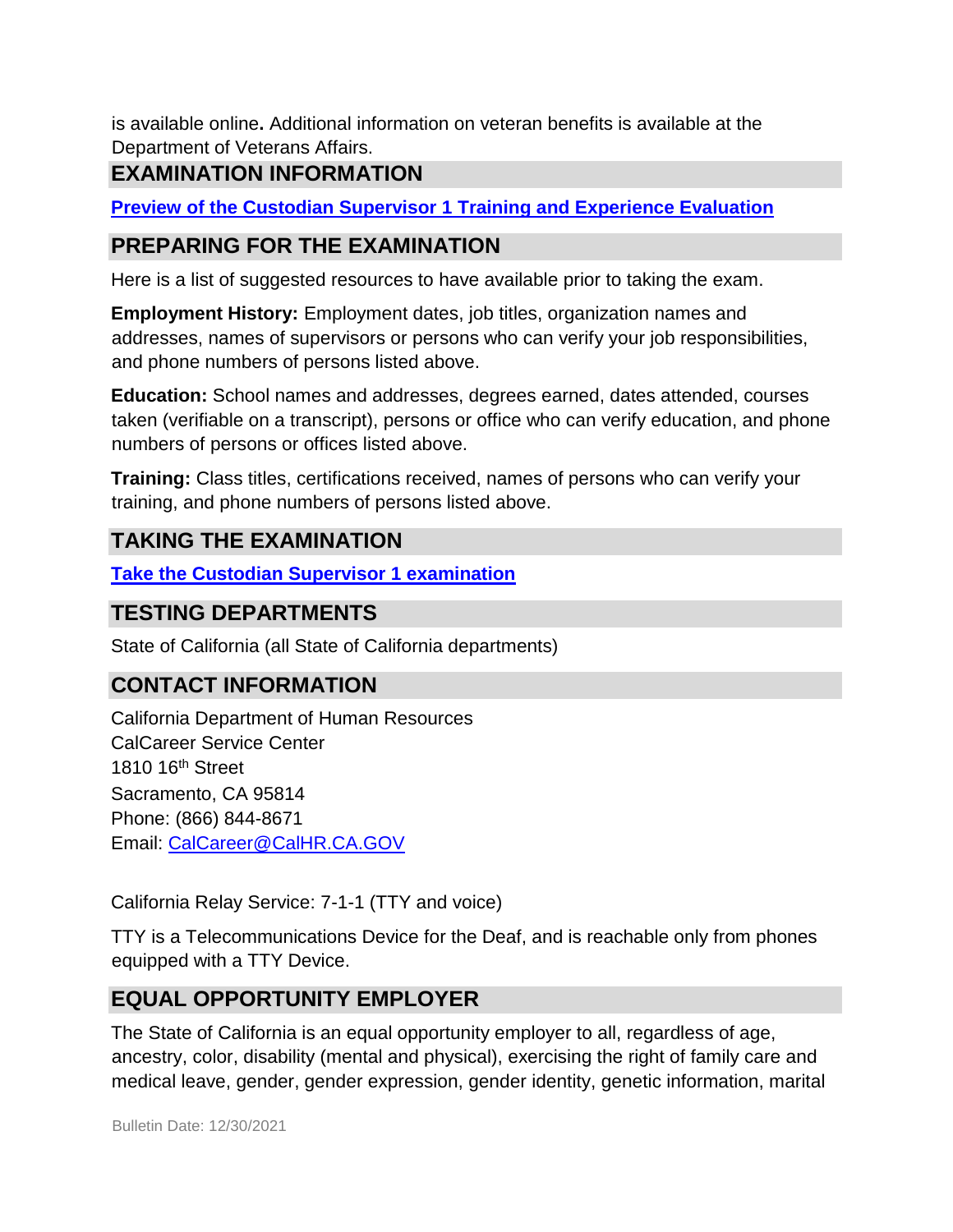is available online**.** Additional information on veteran benefits is available at the Department of Veterans Affairs.

## EXAMINATION INFORMATION

**[Preview of the Custodian Supervisor 1 Training and Experience Evaluation]()**

## PREPARING FOR THE EXAMINATION

Here is a list of suggested resources to have available prior to taking the exam.

**Employment History:** Employment dates, job titles, organization names and addresses, names of supervisors or persons who can verify your job responsibilities, and phone numbers of persons listed above.

**Education:** School names and addresses, degrees earned, dates attended, courses taken (verifiable on a transcript), persons or office who can verify education, and phone numbers of persons or offices listed above.

**Training:** Class titles, certifications received, names of persons who can verify your training, and phone numbers of persons listed above.

## TAKING THE EXAMINATION

**[Take the Custodian Supervisor 1 examination]()**

## TESTING DEPARTMENTS

State of California (all State of California departments)

## CONTACT INFORMATION

California Department of Human Resources
CalCareer Service Center
1810 16th Street
Sacramento, CA 95814
Phone: (866) 844-8671
Email: [CalCareer@CalHR.CA.GOV](mailto:CalCareer@CalHR.CA.GOV)

California Relay Service: 7-1-1 (TTY and voice)

TTY is a Telecommunications Device for the Deaf, and is reachable only from phones equipped with a TTY Device.

## EQUAL OPPORTUNITY EMPLOYER

The State of California is an equal opportunity employer to all, regardless of age, ancestry, color, disability (mental and physical), exercising the right of family care and medical leave, gender, gender expression, gender identity, genetic information, marital

Bulletin Date: 12/30/2021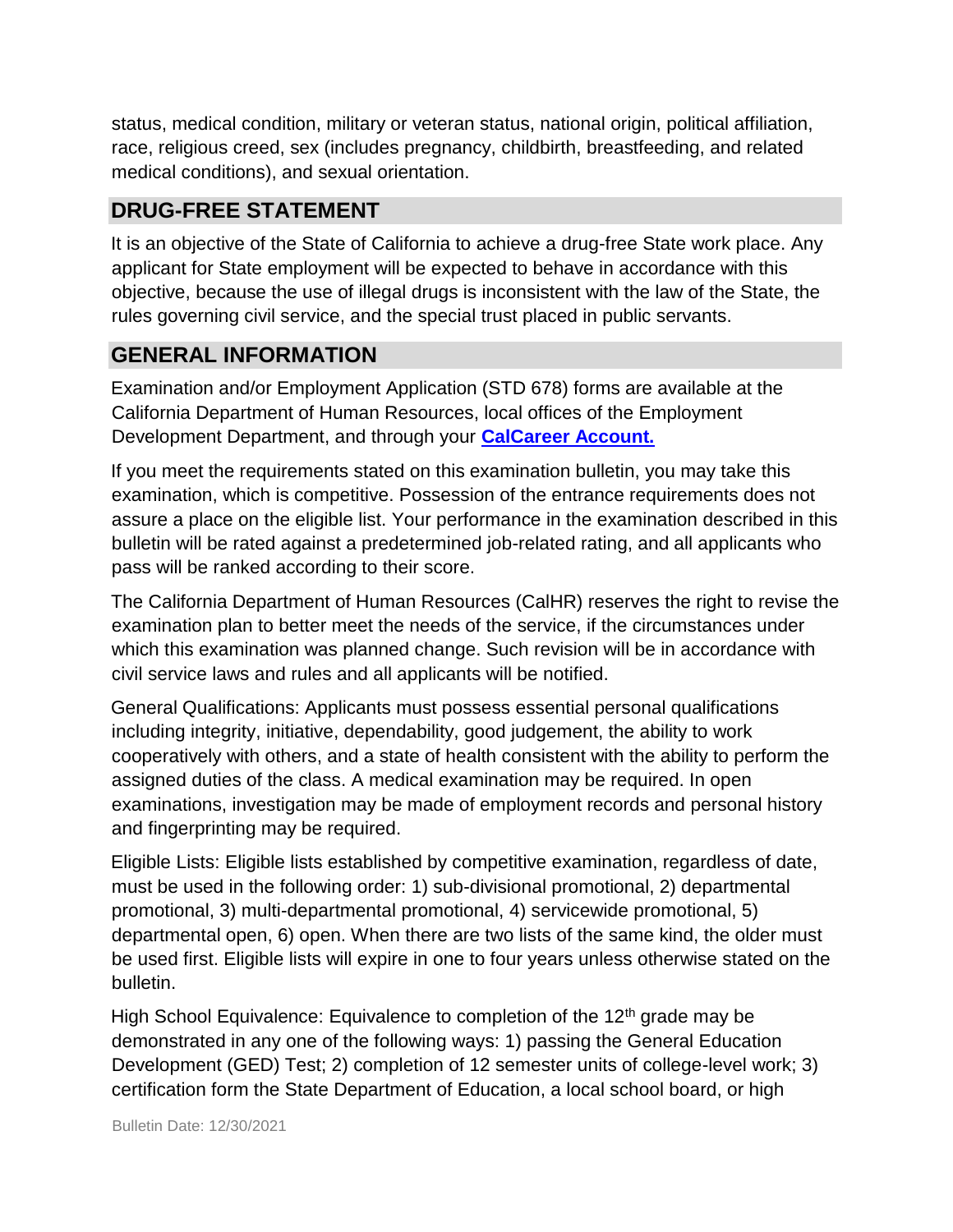status, medical condition, military or veteran status, national origin, political affiliation, race, religious creed, sex (includes pregnancy, childbirth, breastfeeding, and related medical conditions), and sexual orientation.

## DRUG-FREE STATEMENT

It is an objective of the State of California to achieve a drug-free State work place. Any applicant for State employment will be expected to behave in accordance with this objective, because the use of illegal drugs is inconsistent with the law of the State, the rules governing civil service, and the special trust placed in public servants.

## GENERAL INFORMATION

Examination and/or Employment Application (STD 678) forms are available at the California Department of Human Resources, local offices of the Employment Development Department, and through your **CalCareer Account.**

If you meet the requirements stated on this examination bulletin, you may take this examination, which is competitive. Possession of the entrance requirements does not assure a place on the eligible list. Your performance in the examination described in this bulletin will be rated against a predetermined job-related rating, and all applicants who pass will be ranked according to their score.

The California Department of Human Resources (CalHR) reserves the right to revise the examination plan to better meet the needs of the service, if the circumstances under which this examination was planned change. Such revision will be in accordance with civil service laws and rules and all applicants will be notified.

General Qualifications: Applicants must possess essential personal qualifications including integrity, initiative, dependability, good judgement, the ability to work cooperatively with others, and a state of health consistent with the ability to perform the assigned duties of the class. A medical examination may be required. In open examinations, investigation may be made of employment records and personal history and fingerprinting may be required.

Eligible Lists: Eligible lists established by competitive examination, regardless of date, must be used in the following order: 1) sub-divisional promotional, 2) departmental promotional, 3) multi-departmental promotional, 4) servicewide promotional, 5) departmental open, 6) open. When there are two lists of the same kind, the older must be used first. Eligible lists will expire in one to four years unless otherwise stated on the bulletin.

High School Equivalence: Equivalence to completion of the 12th grade may be demonstrated in any one of the following ways: 1) passing the General Education Development (GED) Test; 2) completion of 12 semester units of college-level work; 3) certification form the State Department of Education, a local school board, or high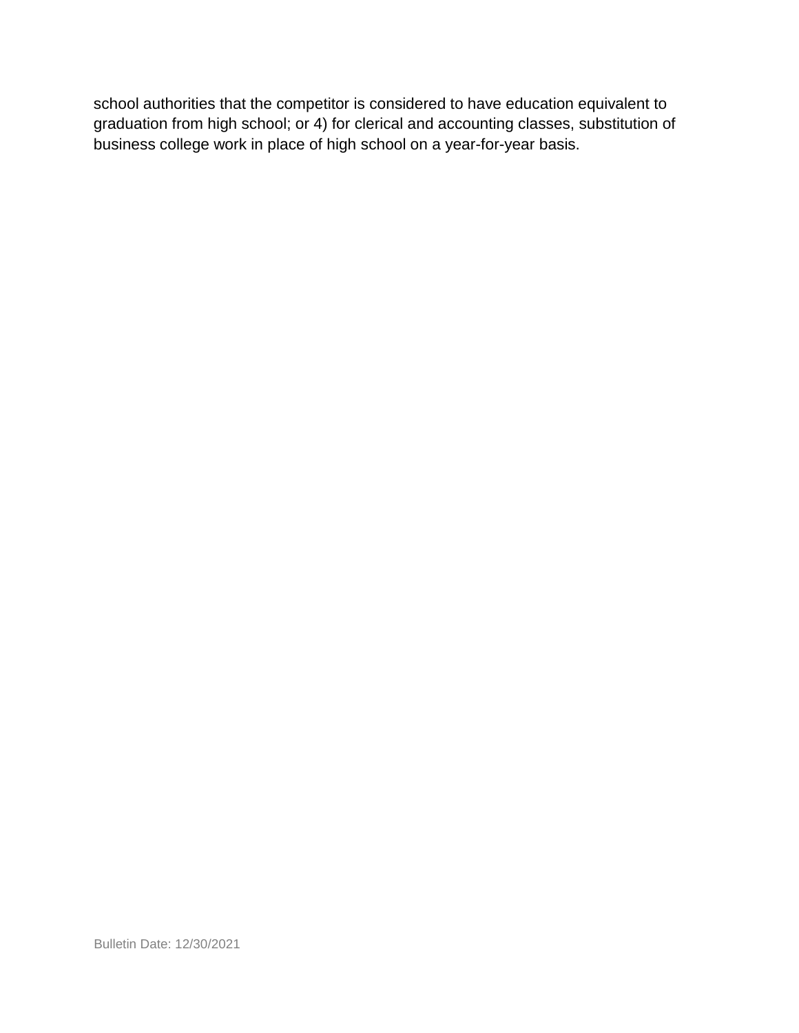school authorities that the competitor is considered to have education equivalent to graduation from high school; or 4) for clerical and accounting classes, substitution of business college work in place of high school on a year-for-year basis.